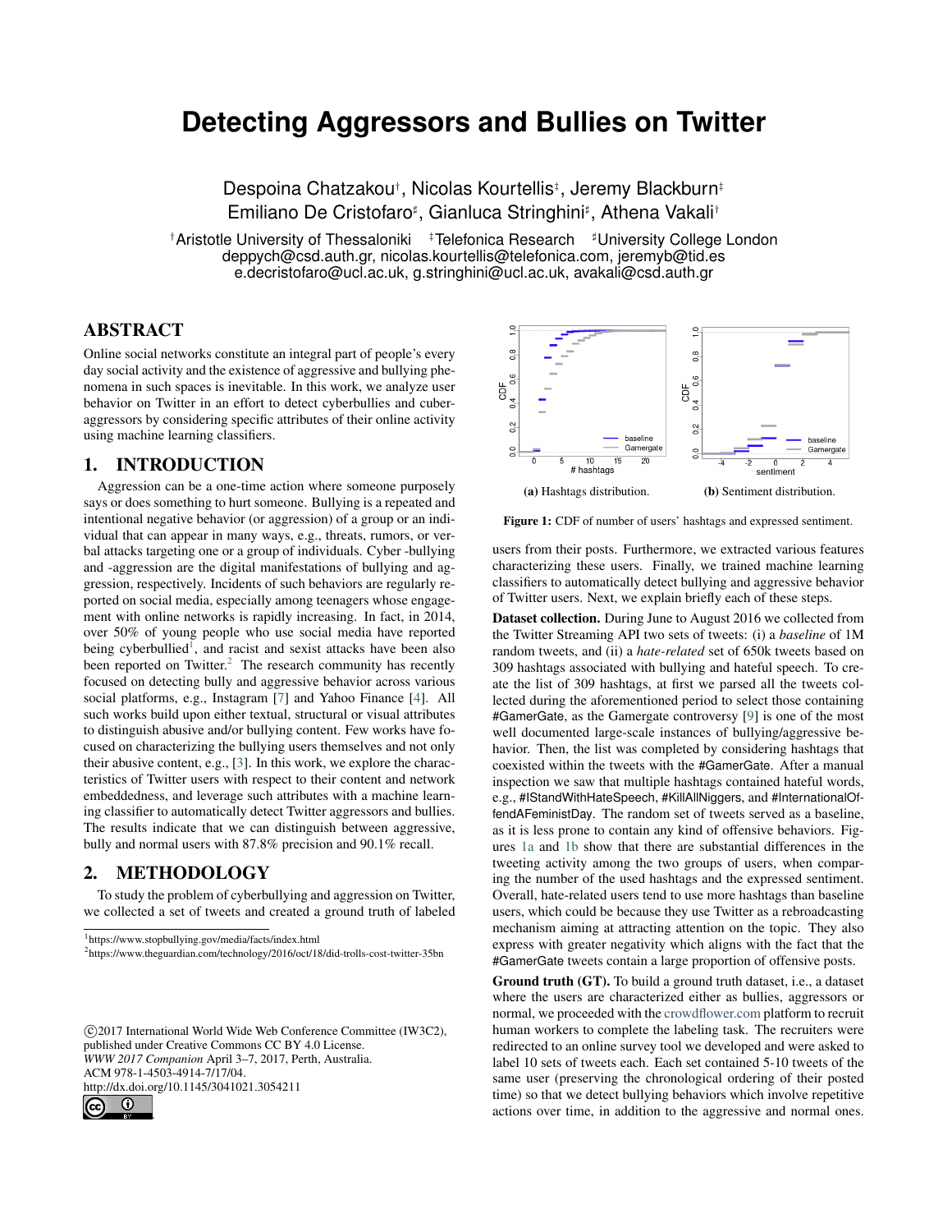# Detecting Aggressors and Bullies on Twitter

Despoina Chatzakou[†], Nicolas Kourtellis[‡], Jeremy Blackburn[‡]
Emiliano De Cristofaro[♯], Gianluca Stringhini[♯], Athena Vakali[†]

[†]Aristotle University of Thessaloniki [‡]Telefonica Research [♯]University College London
deppych@csd.auth.gr, nicolas.kourtellis@telefonica.com, jeremyb@tid.es
e.decristofaro@ucl.ac.uk, g.stringhini@ucl.ac.uk, avakali@csd.auth.gr

## ABSTRACT

Online social networks constitute an integral part of people's every day social activity and the existence of aggressive and bullying phenomena in such spaces is inevitable. In this work, we analyze user behavior on Twitter in an effort to detect cyberbullies and cuber-aggressors by considering specific attributes of their online activity using machine learning classifiers.

## 1. INTRODUCTION

Aggression can be a one-time action where someone purposely says or does something to hurt someone. Bullying is a repeated and intentional negative behavior (or aggression) of a group or an individual that can appear in many ways, e.g., threats, rumors, or verbal attacks targeting one or a group of individuals. Cyber -bullying and -aggression are the digital manifestations of bullying and aggression, respectively. Incidents of such behaviors are regularly reported on social media, especially among teenagers whose engagement with online networks is rapidly increasing. In fact, in 2014, over 50% of young people who use social media have reported being cyberbullied[1], and racist and sexist attacks have been also been reported on Twitter.[2] The research community has recently focused on detecting bully and aggressive behavior across various social platforms, e.g., Instagram [7] and Yahoo Finance [4]. All such works build upon either textual, structural or visual attributes to distinguish abusive and/or bullying content. Few works have focused on characterizing the bullying users themselves and not only their abusive content, e.g., [3]. In this work, we explore the characteristics of Twitter users with respect to their content and network embeddedness, and leverage such attributes with a machine learning classifier to automatically detect Twitter aggressors and bullies. The results indicate that we can distinguish between aggressive, bully and normal users with 87.8% precision and 90.1% recall.

## 2. METHODOLOGY

To study the problem of cyberbullying and aggression on Twitter, we collected a set of tweets and created a ground truth of labeled users from their posts. Furthermore, we extracted various features characterizing these users. Finally, we trained machine learning classifiers to automatically detect bullying and aggressive behavior of Twitter users. Next, we explain briefly each of these steps.

[1]https://www.stopbullying.gov/media/facts/index.html

[2]https://www.theguardian.com/technology/2016/oct/18/did-trolls-cost-twitter-35bn

©2017 International World Wide Web Conference Committee (IW3C2), published under Creative Commons CC BY 4.0 License.
*WWW 2017 Companion* April 3–7, 2017, Perth, Australia.
ACM 978-1-4503-4914-7/17/04.
http://dx.doi.org/10.1145/3041021.3054211

(a) Hashtags distribution. (b) Sentiment distribution.

**Figure 1:** CDF of number of users' hashtags and expressed sentiment.

**Dataset collection.** During June to August 2016 we collected from the Twitter Streaming API two sets of tweets: (i) a *baseline* of 1M random tweets, and (ii) a *hate-related* set of 650k tweets based on 309 hashtags associated with bullying and hateful speech. To create the list of 309 hashtags, at first we parsed all the tweets collected during the aforementioned period to select those containing #GamerGate, as the Gamergate controversy [9] is one of the most well documented large-scale instances of bullying/aggressive behavior. Then, the list was completed by considering hashtags that coexisted within the tweets with the #GamerGate. After a manual inspection we saw that multiple hashtags contained hateful words, e.g., #IStandWithHateSpeech, #KillAllNiggers, and #InternationalOffendAFeministDay. The random set of tweets served as a baseline, as it is less prone to contain any kind of offensive behaviors. Figures 1a and 1b show that there are substantial differences in the tweeting activity among the two groups of users, when comparing the number of the used hashtags and the expressed sentiment. Overall, hate-related users tend to use more hashtags than baseline users, which could be because they use Twitter as a rebroadcasting mechanism aiming at attracting attention on the topic. They also express with greater negativity which aligns with the fact that the #GamerGate tweets contain a large proportion of offensive posts.

**Ground truth (GT).** To build a ground truth dataset, i.e., a dataset where the users are characterized either as bullies, aggressors or normal, we proceeded with the crowdflower.com platform to recruit human workers to complete the labeling task. The recruiters were redirected to an online survey tool we developed and were asked to label 10 sets of tweets each. Each set contained 5-10 tweets of the same user (preserving the chronological ordering of their posted time) so that we detect bullying behaviors which involve repetitive actions over time, in addition to the aggressive and normal ones.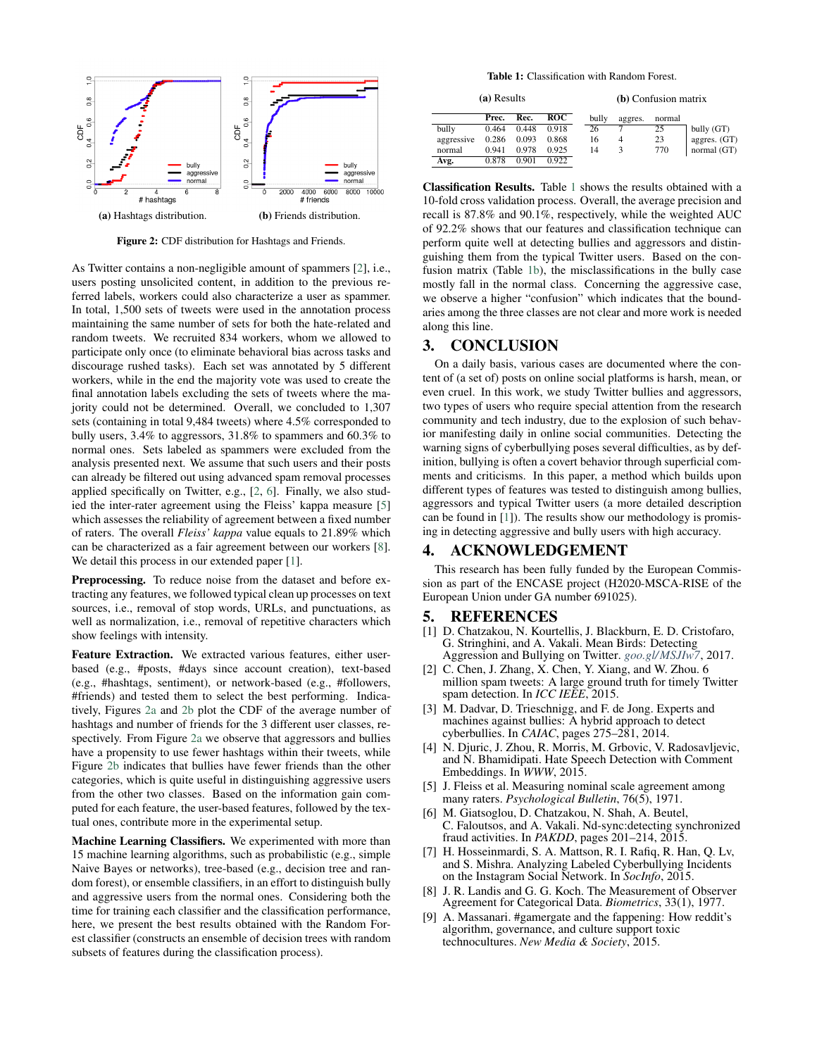1.0
0.8
0.6
0.4
0.2
0.0
CDF
0 2 4 6 8
# hashtags
bully
aggressive
normal

(a) Hashtags distribution.

1.0
0.8
0.6
0.4
0.2
0.0
CDF
0 2000 4000 6000 8000 10000
# friends
bully
aggressive
normal

(b) Friends distribution.

**Figure 2:** CDF distribution for Hashtags and Friends.

As Twitter contains a non-negligible amount of spammers [2], i.e., users posting unsolicited content, in addition to the previous referred labels, workers could also characterize a user as spammer. In total, 1,500 sets of tweets were used in the annotation process maintaining the same number of sets for both the hate-related and random tweets. We recruited 834 workers, whom we allowed to participate only once (to eliminate behavioral bias across tasks and discourage rushed tasks). Each set was annotated by 5 different workers, while in the end the majority vote was used to create the final annotation labels excluding the sets of tweets where the majority could not be determined. Overall, we concluded to 1,307 sets (containing in total 9,484 tweets) where 4.5% corresponded to bully users, 3.4% to aggressors, 31.8% to spammers and 60.3% to normal ones. Sets labeled as spammers were excluded from the analysis presented next. We assume that such users and their posts can already be filtered out using advanced spam removal processes applied specifically on Twitter, e.g., [2, 6]. Finally, we also studied the inter-rater agreement using the Fleiss' kappa measure [5] which assesses the reliability of agreement between a fixed number of raters. The overall *Fleiss' kappa* value equals to 21.89% which can be characterized as a fair agreement between our workers [8]. We detail this process in our extended paper [1].

**Preprocessing.** To reduce noise from the dataset and before extracting any features, we followed typical clean up processes on text sources, i.e., removal of stop words, URLs, and punctuations, as well as normalization, i.e., removal of repetitive characters which show feelings with intensity.

**Feature Extraction.** We extracted various features, either user-based (e.g., #posts, #days since account creation), text-based (e.g., #hashtags, sentiment), or network-based (e.g., #followers, #friends) and tested them to select the best performing. Indicatively, Figures 2a and 2b plot the CDF of the average number of hashtags and number of friends for the 3 different user classes, respectively. From Figure 2a we observe that aggressors and bullies have a propensity to use fewer hashtags within their tweets, while Figure 2b indicates that bullies have fewer friends than the other categories, which is quite useful in distinguishing aggressive users from the other two classes. Based on the information gain computed for each feature, the user-based features, followed by the textual ones, contribute more in the experimental setup.

**Machine Learning Classifiers.** We experimented with more than 15 machine learning algorithms, such as probabilistic (e.g., simple Naive Bayes or networks), tree-based (e.g., decision tree and random forest), or ensemble classifiers, in an effort to distinguish bully and aggressive users from the normal ones. Considering both the time for training each classifier and the classification performance, here, we present the best results obtained with the Random Forest classifier (constructs an ensemble of decision trees with random subsets of features during the classification process).

**Table 1:** Classification with Random Forest.

(a) Results

| | Prec. | Rec. | ROC |
|---|---|---|---|
| bully | 0.464 | 0.448 | 0.918 |
| aggressive | 0.286 | 0.093 | 0.868 |
| normal | 0.941 | 0.978 | 0.925 |
| **Avg.** | 0.878 | 0.901 | 0.922 |

(b) Confusion matrix

| bully | aggres. | normal | |
|---|---|---|---|
| 26 | 7 | 25 | bully (GT) |
| 16 | 4 | 23 | aggres. (GT) |
| 14 | 3 | 770 | normal (GT) |

**Classification Results.** Table 1 shows the results obtained with a 10-fold cross validation process. Overall, the average precision and recall is 87.8% and 90.1%, respectively, while the weighted AUC of 92.2% shows that our features and classification technique can perform quite well at detecting bullies and aggressors and distinguishing them from the typical Twitter users. Based on the confusion matrix (Table 1b), the misclassifications in the bully case mostly fall in the normal class. Concerning the aggressive case, we observe a higher "confusion" which indicates that the boundaries among the three classes are not clear and more work is needed along this line.

# 3. CONCLUSION

On a daily basis, various cases are documented where the content of (a set of) posts on online social platforms is harsh, mean, or even cruel. In this work, we study Twitter bullies and aggressors, two types of users who require special attention from the research community and tech industry, due to the explosion of such behavior manifesting daily in online social communities. Detecting the warning signs of cyberbullying poses several difficulties, as by definition, bullying is often a covert behavior through superficial comments and criticisms. In this paper, a method which builds upon different types of features was tested to distinguish among bullies, aggressors and typical Twitter users (a more detailed description can be found in [1]). The results show our methodology is promising in detecting aggressive and bully users with high accuracy.

# 4. ACKNOWLEDGEMENT

This research has been fully funded by the European Commission as part of the ENCASE project (H2020-MSCA-RISE of the European Union under GA number 691025).

# 5. REFERENCES

[1] D. Chatzakou, N. Kourtellis, J. Blackburn, E. D. Cristofaro, G. Stringhini, and A. Vakali. Mean Birds: Detecting Aggression and Bullying on Twitter. *goo.gl/MSJIw7*, 2017.

[2] C. Chen, J. Zhang, X. Chen, Y. Xiang, and W. Zhou. 6 million spam tweets: A large ground truth for timely Twitter spam detection. In *ICC IEEE*, 2015.

[3] M. Dadvar, D. Trieschnigg, and F. de Jong. Experts and machines against bullies: A hybrid approach to detect cyberbullies. In *CAIAC*, pages 275–281, 2014.

[4] N. Djuric, J. Zhou, R. Morris, M. Grbovic, V. Radosavljevic, and N. Bhamidipati. Hate Speech Detection with Comment Embeddings. In *WWW*, 2015.

[5] J. Fleiss et al. Measuring nominal scale agreement among many raters. *Psychological Bulletin*, 76(5), 1971.

[6] M. Giatsoglou, D. Chatzakou, N. Shah, A. Beutel, C. Faloutsos, and A. Vakali. Nd-sync:detecting synchronized fraud activities. In *PAKDD*, pages 201–214, 2015.

[7] H. Hosseinmardi, S. A. Mattson, R. I. Rafiq, R. Han, Q. Lv, and S. Mishra. Analyzing Labeled Cyberbullying Incidents on the Instagram Social Network. In *SocInfo*, 2015.

[8] J. R. Landis and G. G. Koch. The Measurement of Observer Agreement for Categorical Data. *Biometrics*, 33(1), 1977.

[9] A. Massanari. #gamergate and the fappening: How reddit's algorithm, governance, and culture support toxic technocultures. *New Media & Society*, 2015.